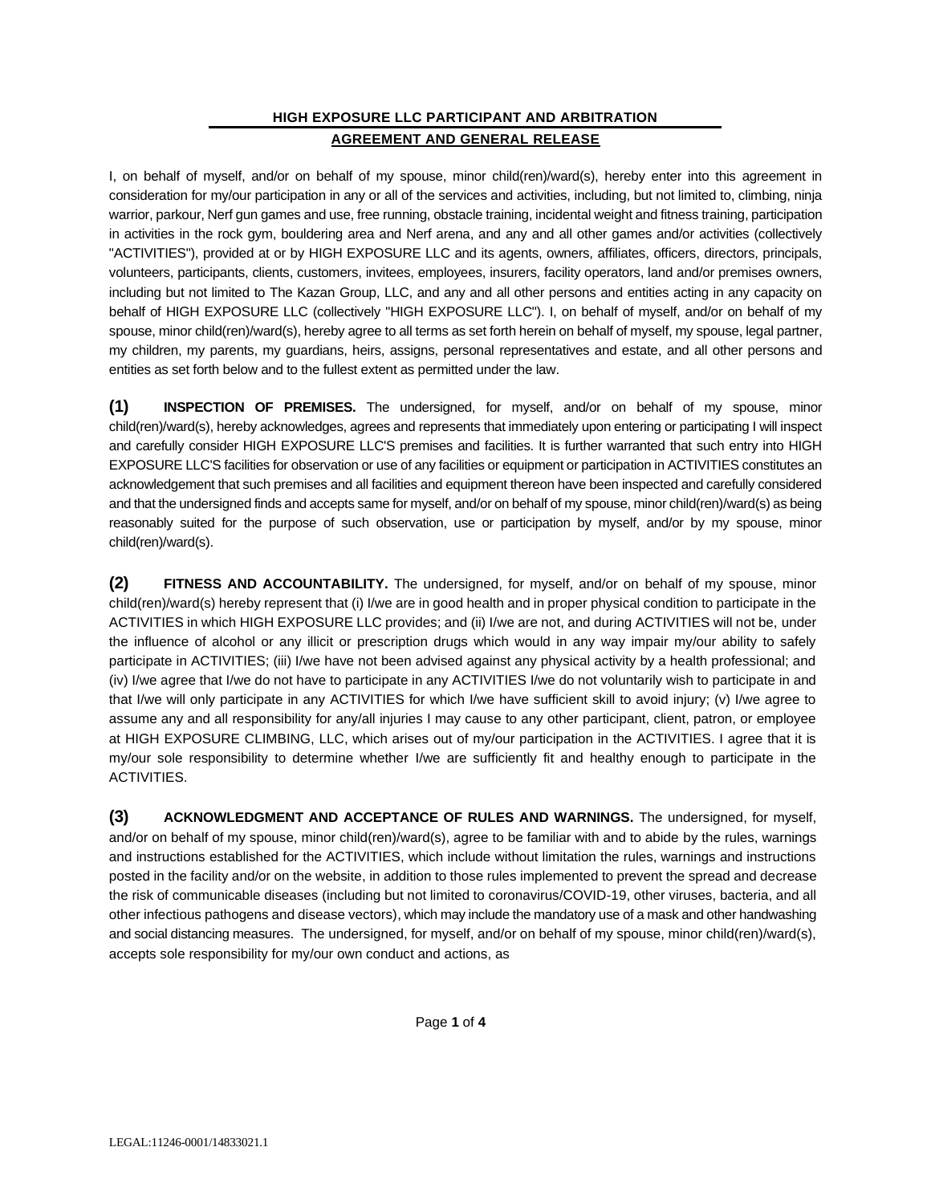## HIGH EXPOSURE LLC PARTICIPANT AND ARBITRATION AGREEMENT AND GENERAL RELEASE

I, on behalf of myself, and/or on behalf of my spouse, minor child(ren)/ward(s), hereby enter into this agreement in consideration for my/our participation in any or all of the services and activities, including, but not limited to, climbing, ninja warrior, parkour, Nerf gun games and use, free running, obstacle training, incidental weight and fitness training, participation in activities in the rock gym, bouldering area and Nerf arena, and any and all other games and/or activities (collectively "ACTIVITIES"), provided at or by HIGH EXPOSURE LLC and its agents, owners, affiliates, officers, directors, principals, volunteers, participants, clients, customers, invitees, employees, insurers, facility operators, land and/or premises owners, including but not limited to The Kazan Group, LLC, and any and all other persons and entities acting in any capacity on behalf of HIGH EXPOSURE LLC (collectively "HIGH EXPOSURE LLC"). I, on behalf of myself, and/or on behalf of my spouse, minor child(ren)/ward(s), hereby agree to all terms as set forth herein on behalf of myself, my spouse, legal partner, my children, my parents, my guardians, heirs, assigns, personal representatives and estate, and all other persons and entities as set forth below and to the fullest extent as permitted under the law.

**(1) INSPECTION OF PREMISES.** The undersigned, for myself, and/or on behalf of my spouse, minor child(ren)/ward(s), hereby acknowledges, agrees and represents that immediately upon entering or participating I will inspect and carefully consider HIGH EXPOSURE LLC'S premises and facilities. It is further warranted that such entry into HIGH EXPOSURE LLC'S facilities for observation or use of any facilities or equipment or participation in ACTIVITIES constitutes an acknowledgement that such premises and all facilities and equipment thereon have been inspected and carefully considered and that the undersigned finds and accepts same for myself, and/or on behalf of my spouse, minor child(ren)/ward(s) as being reasonably suited for the purpose of such observation, use or participation by myself, and/or by my spouse, minor child(ren)/ward(s).

**(2) FITNESS AND ACCOUNTABILITY.** The undersigned, for myself, and/or on behalf of my spouse, minor child(ren)/ward(s) hereby represent that (i) I/we are in good health and in proper physical condition to participate in the ACTIVITIES in which HIGH EXPOSURE LLC provides; and (ii) I/we are not, and during ACTIVITIES will not be, under the influence of alcohol or any illicit or prescription drugs which would in any way impair my/our ability to safely participate in ACTIVITIES; (iii) I/we have not been advised against any physical activity by a health professional; and (iv) I/we agree that I/we do not have to participate in any ACTIVITIES I/we do not voluntarily wish to participate in and that I/we will only participate in any ACTIVITIES for which I/we have sufficient skill to avoid injury; (v) I/we agree to assume any and all responsibility for any/all injuries I may cause to any other participant, client, patron, or employee at HIGH EXPOSURE CLIMBING, LLC, which arises out of my/our participation in the ACTIVITIES. I agree that it is my/our sole responsibility to determine whether I/we are sufficiently fit and healthy enough to participate in the ACTIVITIES.

**(3) ACKNOWLEDGMENT AND ACCEPTANCE OF RULES AND WARNINGS.** The undersigned, for myself, and/or on behalf of my spouse, minor child(ren)/ward(s), agree to be familiar with and to abide by the rules, warnings and instructions established for the ACTIVITIES, which include without limitation the rules, warnings and instructions posted in the facility and/or on the website, in addition to those rules implemented to prevent the spread and decrease the risk of communicable diseases (including but not limited to coronavirus/COVID-19, other viruses, bacteria, and all other infectious pathogens and disease vectors), which may include the mandatory use of a mask and other handwashing and social distancing measures. The undersigned, for myself, and/or on behalf of my spouse, minor child(ren)/ward(s), accepts sole responsibility for my/our own conduct and actions, as

LEGAL:11246-0001/14833021.1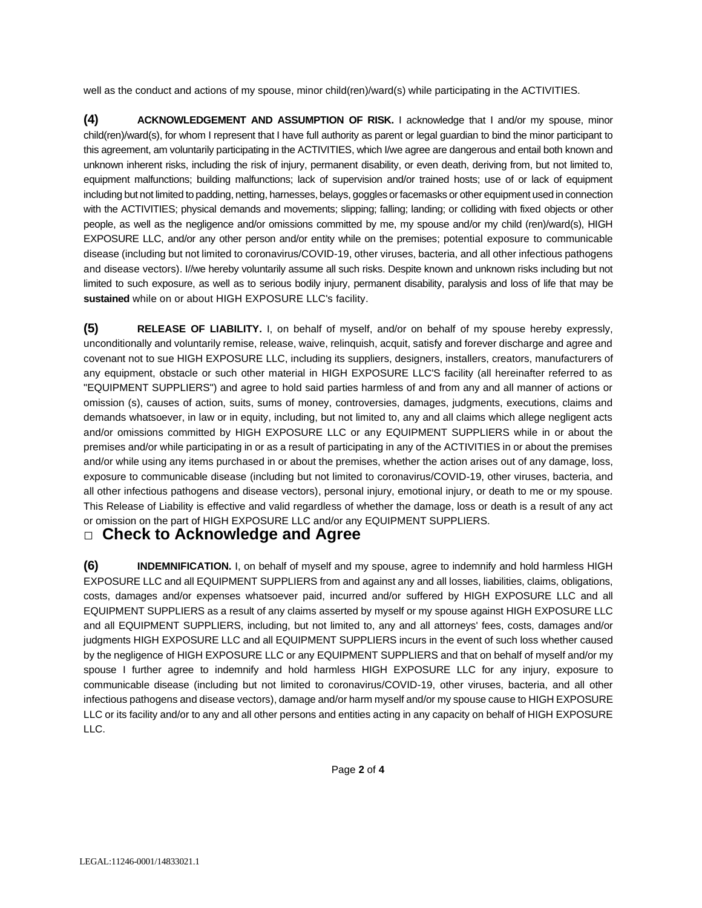well as the conduct and actions of my spouse, minor child(ren)/ward(s) while participating in the ACTIVITIES.

**(4) ACKNOWLEDGEMENT AND ASSUMPTION OF RISK.** I acknowledge that I and/or my spouse, minor child(ren)/ward(s), for whom I represent that I have full authority as parent or legal guardian to bind the minor participant to this agreement, am voluntarily participating in the ACTIVITIES, which I/we agree are dangerous and entail both known and unknown inherent risks, including the risk of injury, permanent disability, or even death, deriving from, but not limited to, equipment malfunctions; building malfunctions; lack of supervision and/or trained hosts; use of or lack of equipment including but not limited to padding, netting, harnesses, belays, goggles or facemasks or other equipment used in connection with the ACTIVITIES; physical demands and movements; slipping; falling; landing; or colliding with fixed objects or other people, as well as the negligence and/or omissions committed by me, my spouse and/or my child (ren)/ward(s), HIGH EXPOSURE LLC, and/or any other person and/or entity while on the premises; potential exposure to communicable disease (including but not limited to coronavirus/COVID-19, other viruses, bacteria, and all other infectious pathogens and disease vectors). I//we hereby voluntarily assume all such risks. Despite known and unknown risks including but not limited to such exposure, as well as to serious bodily injury, permanent disability, paralysis and loss of life that may be **sustained** while on or about HIGH EXPOSURE LLC's facility.

**(5) RELEASE OF LIABILITY.** I, on behalf of myself, and/or on behalf of my spouse hereby expressly, unconditionally and voluntarily remise, release, waive, relinquish, acquit, satisfy and forever discharge and agree and covenant not to sue HIGH EXPOSURE LLC, including its suppliers, designers, installers, creators, manufacturers of any equipment, obstacle or such other material in HIGH EXPOSURE LLC'S facility (all hereinafter referred to as "EQUIPMENT SUPPLIERS") and agree to hold said parties harmless of and from any and all manner of actions or omission (s), causes of action, suits, sums of money, controversies, damages, judgments, executions, claims and demands whatsoever, in law or in equity, including, but not limited to, any and all claims which allege negligent acts and/or omissions committed by HIGH EXPOSURE LLC or any EQUIPMENT SUPPLIERS while in or about the premises and/or while participating in or as a result of participating in any of the ACTIVITIES in or about the premises and/or while using any items purchased in or about the premises, whether the action arises out of any damage, loss, exposure to communicable disease (including but not limited to coronavirus/COVID-19, other viruses, bacteria, and all other infectious pathogens and disease vectors), personal injury, emotional injury, or death to me or my spouse. This Release of Liability is effective and valid regardless of whether the damage, loss or death is a result of any act or omission on the part of HIGH EXPOSURE LLC and/or any EQUIPMENT SUPPLIERS.

## □ Check to Acknowledge and Agree

**(6) INDEMNIFICATION.** I, on behalf of myself and my spouse, agree to indemnify and hold harmless HIGH EXPOSURE LLC and all EQUIPMENT SUPPLIERS from and against any and all losses, liabilities, claims, obligations, costs, damages and/or expenses whatsoever paid, incurred and/or suffered by HIGH EXPOSURE LLC and all EQUIPMENT SUPPLIERS as a result of any claims asserted by myself or my spouse against HIGH EXPOSURE LLC and all EQUIPMENT SUPPLIERS, including, but not limited to, any and all attorneys' fees, costs, damages and/or judgments HIGH EXPOSURE LLC and all EQUIPMENT SUPPLIERS incurs in the event of such loss whether caused by the negligence of HIGH EXPOSURE LLC or any EQUIPMENT SUPPLIERS and that on behalf of myself and/or my spouse I further agree to indemnify and hold harmless HIGH EXPOSURE LLC for any injury, exposure to communicable disease (including but not limited to coronavirus/COVID-19, other viruses, bacteria, and all other infectious pathogens and disease vectors), damage and/or harm myself and/or my spouse cause to HIGH EXPOSURE LLC or its facility and/or to any and all other persons and entities acting in any capacity on behalf of HIGH EXPOSURE LLC.

LEGAL:11246-0001/14833021.1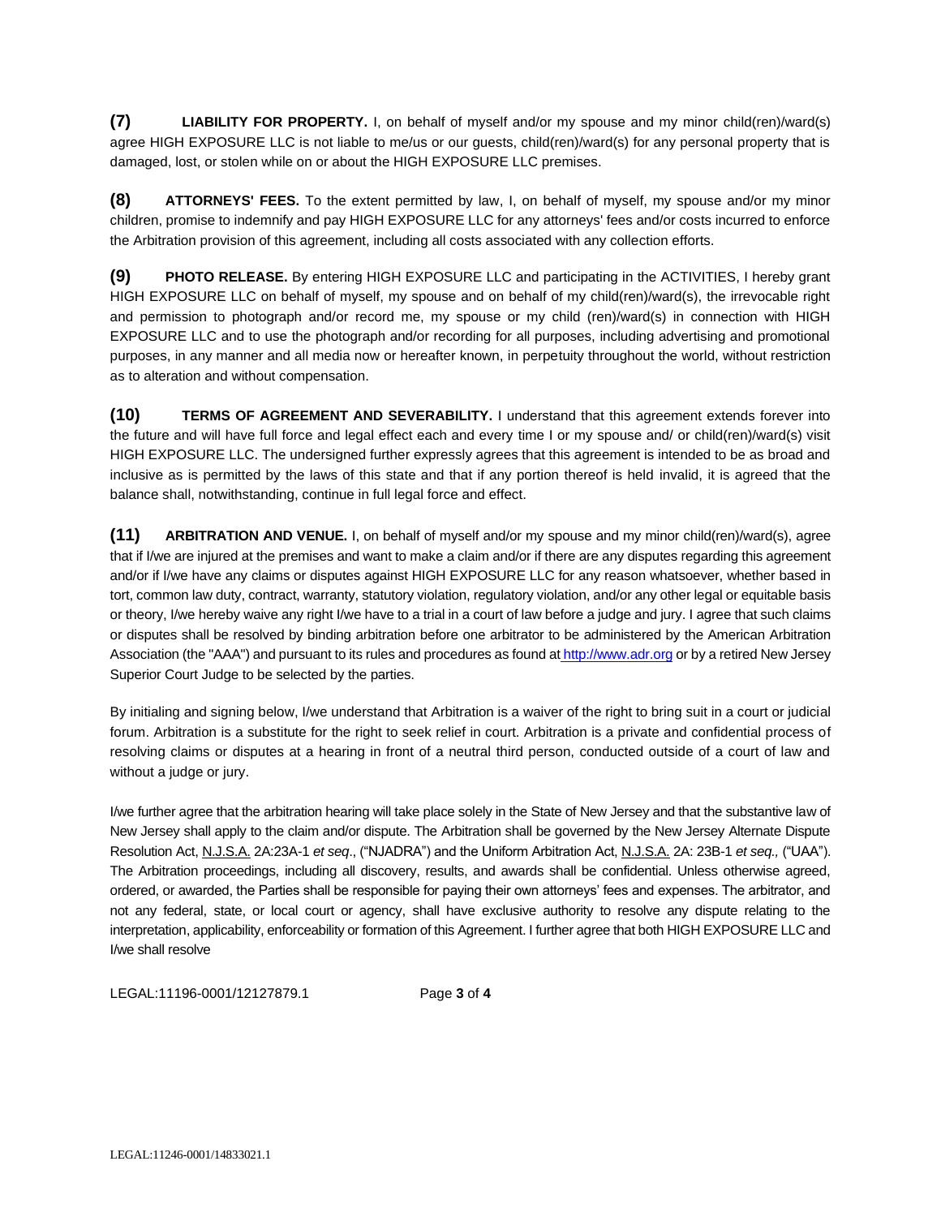**(7) LIABILITY FOR PROPERTY.** I, on behalf of myself and/or my spouse and my minor child(ren)/ward(s) agree HIGH EXPOSURE LLC is not liable to me/us or our guests, child(ren)/ward(s) for any personal property that is damaged, lost, or stolen while on or about the HIGH EXPOSURE LLC premises.

**(8) ATTORNEYS' FEES.** To the extent permitted by law, I, on behalf of myself, my spouse and/or my minor children, promise to indemnify and pay HIGH EXPOSURE LLC for any attorneys' fees and/or costs incurred to enforce the Arbitration provision of this agreement, including all costs associated with any collection efforts.

**(9) PHOTO RELEASE.** By entering HIGH EXPOSURE LLC and participating in the ACTIVITIES, I hereby grant HIGH EXPOSURE LLC on behalf of myself, my spouse and on behalf of my child(ren)/ward(s), the irrevocable right and permission to photograph and/or record me, my spouse or my child (ren)/ward(s) in connection with HIGH EXPOSURE LLC and to use the photograph and/or recording for all purposes, including advertising and promotional purposes, in any manner and all media now or hereafter known, in perpetuity throughout the world, without restriction as to alteration and without compensation.

**(10) TERMS OF AGREEMENT AND SEVERABILITY.** I understand that this agreement extends forever into the future and will have full force and legal effect each and every time I or my spouse and/ or child(ren)/ward(s) visit HIGH EXPOSURE LLC. The undersigned further expressly agrees that this agreement is intended to be as broad and inclusive as is permitted by the laws of this state and that if any portion thereof is held invalid, it is agreed that the balance shall, notwithstanding, continue in full legal force and effect.

**(11) ARBITRATION AND VENUE.** I, on behalf of myself and/or my spouse and my minor child(ren)/ward(s), agree that if I/we are injured at the premises and want to make a claim and/or if there are any disputes regarding this agreement and/or if I/we have any claims or disputes against HIGH EXPOSURE LLC for any reason whatsoever, whether based in tort, common law duty, contract, warranty, statutory violation, regulatory violation, and/or any other legal or equitable basis or theory, I/we hereby waive any right I/we have to a trial in a court of law before a judge and jury. I agree that such claims or disputes shall be resolved by binding arbitration before one arbitrator to be administered by the American Arbitration Association (the "AAA") and pursuant to its rules and procedures as found at http://www.adr.org or by a retired New Jersey Superior Court Judge to be selected by the parties.

By initialing and signing below, I/we understand that Arbitration is a waiver of the right to bring suit in a court or judicial forum. Arbitration is a substitute for the right to seek relief in court. Arbitration is a private and confidential process of resolving claims or disputes at a hearing in front of a neutral third person, conducted outside of a court of law and without a judge or jury.

I/we further agree that the arbitration hearing will take place solely in the State of New Jersey and that the substantive law of New Jersey shall apply to the claim and/or dispute. The Arbitration shall be governed by the New Jersey Alternate Dispute Resolution Act, N.J.S.A. 2A:23A-1 *et seq*., ("NJADRA") and the Uniform Arbitration Act, N.J.S.A. 2A: 23B-1 *et seq.,* ("UAA"). The Arbitration proceedings, including all discovery, results, and awards shall be confidential. Unless otherwise agreed, ordered, or awarded, the Parties shall be responsible for paying their own attorneys' fees and expenses. The arbitrator, and not any federal, state, or local court or agency, shall have exclusive authority to resolve any dispute relating to the interpretation, applicability, enforceability or formation of this Agreement. I further agree that both HIGH EXPOSURE LLC and I/we shall resolve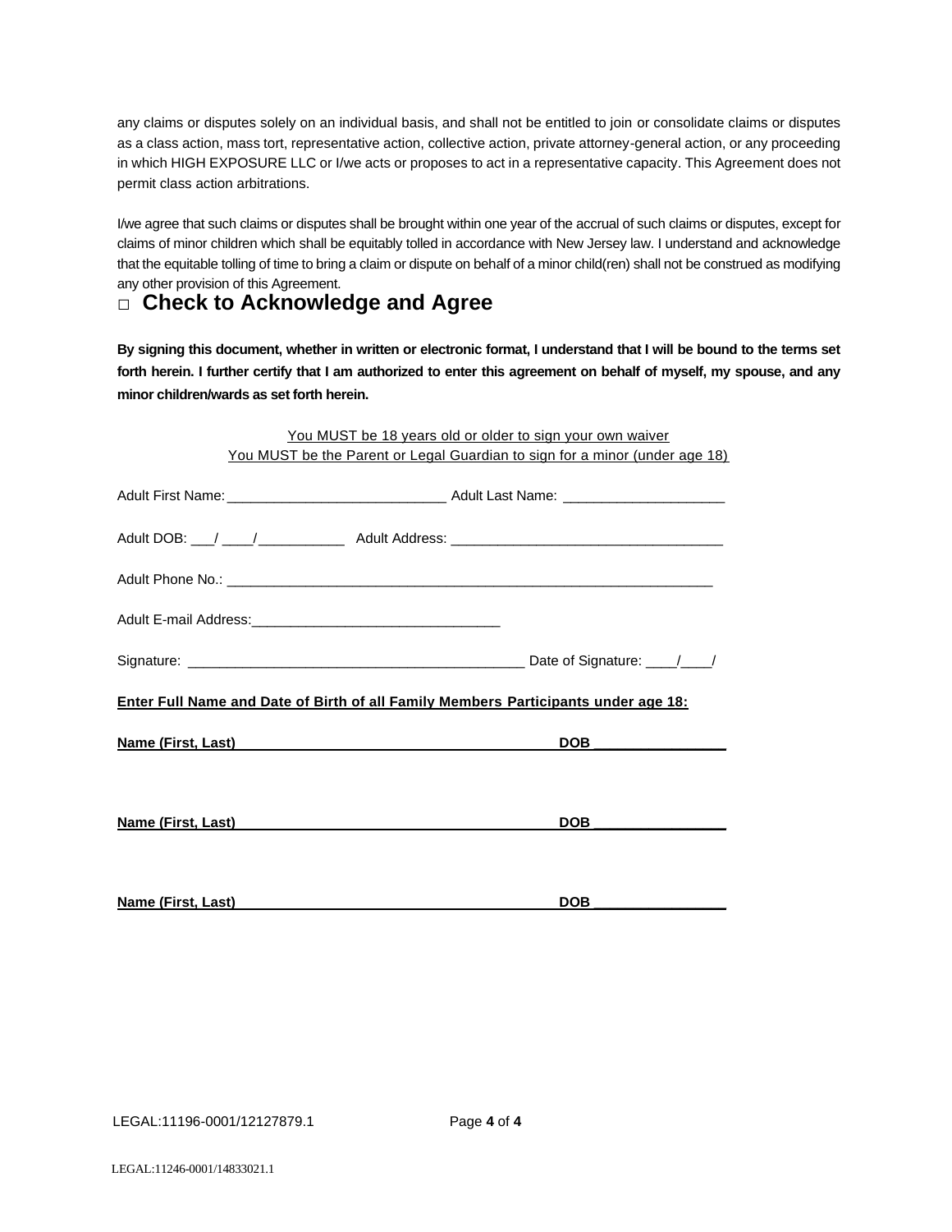any claims or disputes solely on an individual basis, and shall not be entitled to join or consolidate claims or disputes as a class action, mass tort, representative action, collective action, private attorney-general action, or any proceeding in which HIGH EXPOSURE LLC or I/we acts or proposes to act in a representative capacity. This Agreement does not permit class action arbitrations.

I/we agree that such claims or disputes shall be brought within one year of the accrual of such claims or disputes, except for claims of minor children which shall be equitably tolled in accordance with New Jersey law. I understand and acknowledge that the equitable tolling of time to bring a claim or dispute on behalf of a minor child(ren) shall not be construed as modifying any other provision of this Agreement.

## □ Check to Acknowledge and Agree

**By signing this document, whether in written or electronic format, I understand that I will be bound to the terms set forth herein. I further certify that I am authorized to enter this agreement on behalf of myself, my spouse, and any minor children/wards as set forth herein.**

You MUST be 18 years old or older to sign your own waiver
You MUST be the Parent or Legal Guardian to sign for a minor (under age 18)

Adult First Name: ____________________________ Adult Last Name: _____________________

Adult DOB: ___/ ____/___________ Adult Address: ___________________________________

Adult Phone No.: _________________________________________________________________

Adult E-mail Address:________________________________

Signature: __________________________________________ Date of Signature: ____/____/

**Enter Full Name and Date of Birth of all Family Members Participants under age 18:**

**Name (First, Last)________________________________________ DOB _________________**

**Name (First, Last)________________________________________ DOB _________________**

**Name (First, Last)________________________________________ DOB _________________**

LEGAL:11196-0001/12127879.1

LEGAL:11246-0001/14833021.1